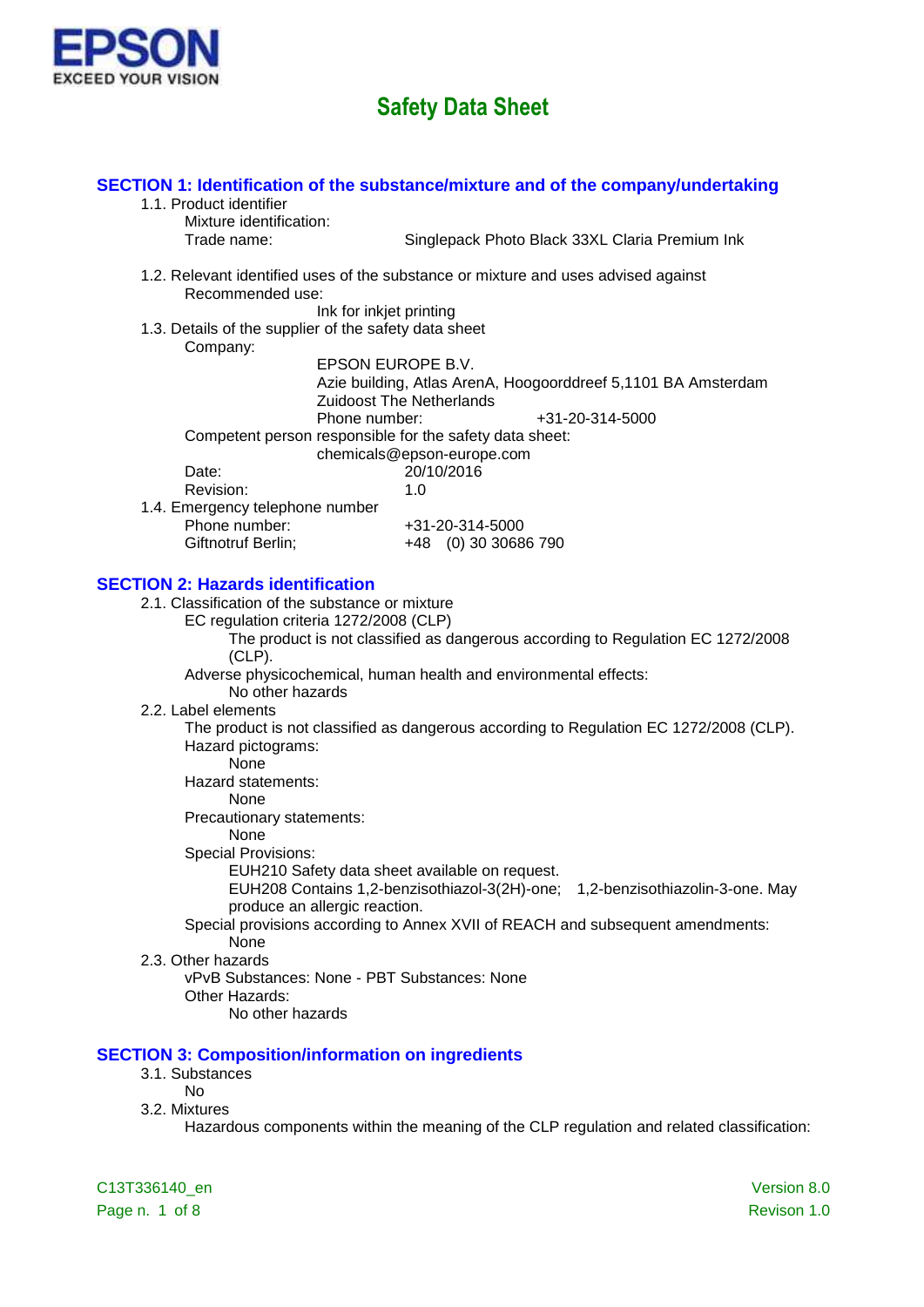EPSON
EXCEED YOUR VISION

# Safety Data Sheet

## SECTION 1: Identification of the substance/mixture and of the company/undertaking

1.1. Product identifier

Mixture identification:

Trade name: Singlepack Photo Black 33XL Claria Premium Ink

1.2. Relevant identified uses of the substance or mixture and uses advised against

Recommended use:

Ink for inkjet printing

1.3. Details of the supplier of the safety data sheet

Company:

EPSON EUROPE B.V.
Azie building, Atlas ArenA, Hoogoorddreef 5,1101 BA Amsterdam
Zuidoost The Netherlands
Phone number: +31-20-314-5000

Competent person responsible for the safety data sheet:

chemicals@epson-europe.com

Date: 20/10/2016

Revision: 1.0

1.4. Emergency telephone number

Phone number: +31-20-314-5000

Giftnotruf Berlin; +48 (0) 30 30686 790

## SECTION 2: Hazards identification

2.1. Classification of the substance or mixture

EC regulation criteria 1272/2008 (CLP)

The product is not classified as dangerous according to Regulation EC 1272/2008 (CLP).

Adverse physicochemical, human health and environmental effects:

No other hazards

2.2. Label elements

The product is not classified as dangerous according to Regulation EC 1272/2008 (CLP).

Hazard pictograms:

None

Hazard statements:

None

Precautionary statements:

None

Special Provisions:

EUH210 Safety data sheet available on request.

EUH208 Contains 1,2-benzisothiazol-3(2H)-one; 1,2-benzisothiazolin-3-one. May produce an allergic reaction.

Special provisions according to Annex XVII of REACH and subsequent amendments:

None

2.3. Other hazards

vPvB Substances: None - PBT Substances: None

Other Hazards:

No other hazards

## SECTION 3: Composition/information on ingredients

3.1. Substances

No

3.2. Mixtures

Hazardous components within the meaning of the CLP regulation and related classification: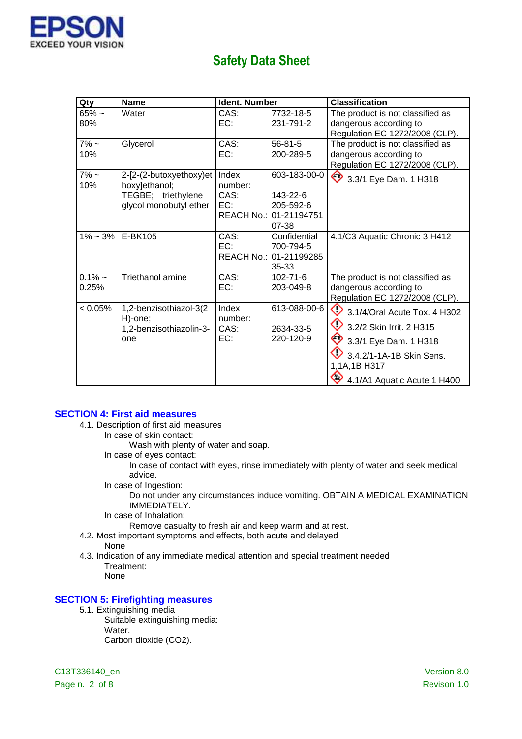| Qty | Name | Ident. Number | | Classification |
|---|---|---|---|---|
| 65% ~ 80% | Water | CAS:<br>EC: | 7732-18-5<br>231-791-2 | The product is not classified as dangerous according to Regulation EC 1272/2008 (CLP). |
| 7% ~ 10% | Glycerol | CAS:<br>EC: | 56-81-5<br>200-289-5 | The product is not classified as dangerous according to Regulation EC 1272/2008 (CLP). |
| 7% ~ 10% | 2-[2-(2-butoxyethoxy)ethoxy]ethanol; TEGBE; triethylene glycol monobutyl ether | Index number:<br>CAS:<br>EC:<br>REACH No.: | 603-183-00-0<br>143-22-6<br>205-592-6<br>01-2119475107-38 | 3.3/1 Eye Dam. 1 H318 |
| 1% ~ 3% | E-BK105 | CAS:<br>EC:<br>REACH No.: | Confidential<br>700-794-5<br>01-2119928535-33 | 4.1/C3 Aquatic Chronic 3 H412 |
| 0.1% ~ 0.25% | Triethanol amine | CAS:<br>EC: | 102-71-6<br>203-049-8 | The product is not classified as dangerous according to Regulation EC 1272/2008 (CLP). |
| < 0.05% | 1,2-benzisothiazol-3(2H)-one; 1,2-benzisothiazolin-3-one | Index number:<br>CAS:<br>EC: | 613-088-00-6<br>2634-33-5<br>220-120-9 | 3.1/4/Oral Acute Tox. 4 H302<br>3.2/2 Skin Irrit. 2 H315<br>3.3/1 Eye Dam. 1 H318<br>3.4.2/1-1A-1B Skin Sens. 1,1A,1B H317<br>4.1/A1 Aquatic Acute 1 H400 |

## SECTION 4: First aid measures

4.1. Description of first aid measures

In case of skin contact:

Wash with plenty of water and soap.

In case of eyes contact:

In case of contact with eyes, rinse immediately with plenty of water and seek medical advice.

In case of Ingestion:

Do not under any circumstances induce vomiting. OBTAIN A MEDICAL EXAMINATION IMMEDIATELY.

In case of Inhalation:

Remove casualty to fresh air and keep warm and at rest.

4.2. Most important symptoms and effects, both acute and delayed

None

4.3. Indication of any immediate medical attention and special treatment needed

Treatment:

None

## SECTION 5: Firefighting measures

5.1. Extinguishing media

Suitable extinguishing media:

Water.

Carbon dioxide ($CO_2$).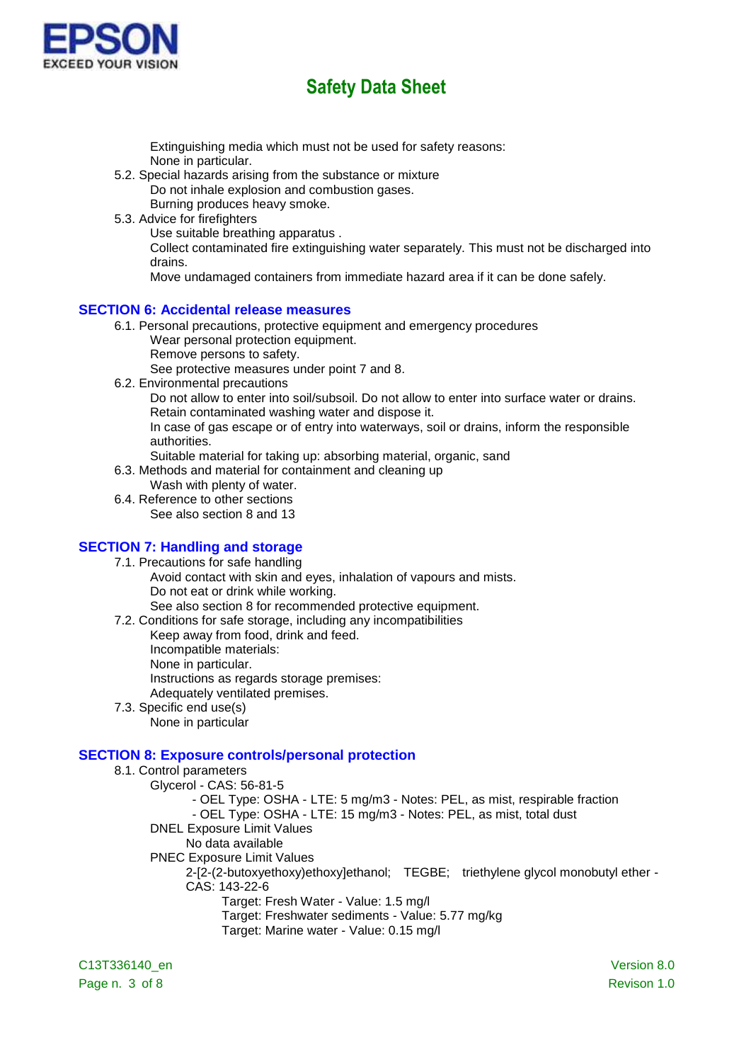Extinguishing media which must not be used for safety reasons:
None in particular.

5.2. Special hazards arising from the substance or mixture
Do not inhale explosion and combustion gases.
Burning produces heavy smoke.

5.3. Advice for firefighters
Use suitable breathing apparatus .
Collect contaminated fire extinguishing water separately. This must not be discharged into drains.
Move undamaged containers from immediate hazard area if it can be done safely.

## SECTION 6: Accidental release measures

6.1. Personal precautions, protective equipment and emergency procedures
Wear personal protection equipment.
Remove persons to safety.
See protective measures under point 7 and 8.

6.2. Environmental precautions
Do not allow to enter into soil/subsoil. Do not allow to enter into surface water or drains.
Retain contaminated washing water and dispose it.
In case of gas escape or of entry into waterways, soil or drains, inform the responsible authorities.
Suitable material for taking up: absorbing material, organic, sand

6.3. Methods and material for containment and cleaning up
Wash with plenty of water.

6.4. Reference to other sections
See also section 8 and 13

## SECTION 7: Handling and storage

7.1. Precautions for safe handling
Avoid contact with skin and eyes, inhalation of vapours and mists.
Do not eat or drink while working.
See also section 8 for recommended protective equipment.

7.2. Conditions for safe storage, including any incompatibilities
Keep away from food, drink and feed.
Incompatible materials:
None in particular.
Instructions as regards storage premises:
Adequately ventilated premises.

7.3. Specific end use(s)
None in particular

## SECTION 8: Exposure controls/personal protection

8.1. Control parameters
Glycerol - CAS: 56-81-5
- OEL Type: OSHA - LTE: 5 mg/m3 - Notes: PEL, as mist, respirable fraction
- OEL Type: OSHA - LTE: 15 mg/m3 - Notes: PEL, as mist, total dust

DNEL Exposure Limit Values
No data available

PNEC Exposure Limit Values
2-[2-(2-butoxyethoxy)ethoxy]ethanol; TEGBE; triethylene glycol monobutyl ether - CAS: 143-22-6
Target: Fresh Water - Value: 1.5 mg/l
Target: Freshwater sediments - Value: 5.77 mg/kg
Target: Marine water - Value: 0.15 mg/l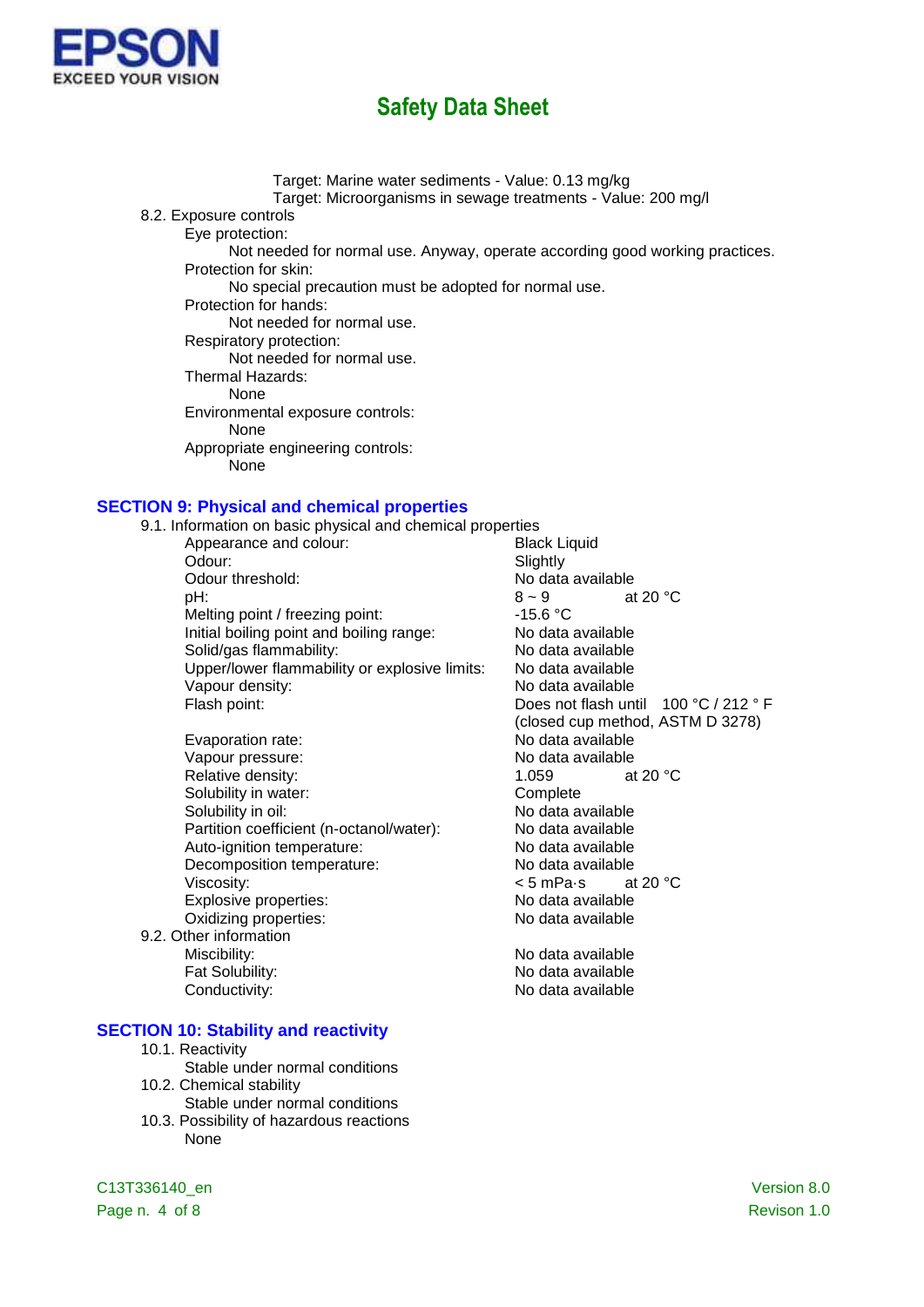Target: Marine water sediments - Value: 0.13 mg/kg
Target: Microorganisms in sewage treatments - Value: 200 mg/l

8.2. Exposure controls

Eye protection:
Not needed for normal use. Anyway, operate according good working practices.

Protection for skin:
No special precaution must be adopted for normal use.

Protection for hands:
Not needed for normal use.

Respiratory protection:
Not needed for normal use.

Thermal Hazards:
None

Environmental exposure controls:
None

Appropriate engineering controls:
None

## SECTION 9: Physical and chemical properties

9.1. Information on basic physical and chemical properties

| Property | Value |
|---|---|
| Appearance and colour: | Black Liquid |
| Odour: | Slightly |
| Odour threshold: | No data available |
| pH: | 8 ~ 9 at 20 °C |
| Melting point / freezing point: | -15.6 °C |
| Initial boiling point and boiling range: | No data available |
| Solid/gas flammability: | No data available |
| Upper/lower flammability or explosive limits: | No data available |
| Vapour density: | No data available |
| Flash point: | Does not flash until 100 °C / 212 ° F (closed cup method, ASTM D 3278) |
| Evaporation rate: | No data available |
| Vapour pressure: | No data available |
| Relative density: | 1.059 at 20 °C |
| Solubility in water: | Complete |
| Solubility in oil: | No data available |
| Partition coefficient (n-octanol/water): | No data available |
| Auto-ignition temperature: | No data available |
| Decomposition temperature: | No data available |
| Viscosity: | < 5 mPa·s at 20 °C |
| Explosive properties: | No data available |
| Oxidizing properties: | No data available |

9.2. Other information

| Property | Value |
|---|---|
| Miscibility: | No data available |
| Fat Solubility: | No data available |
| Conductivity: | No data available |

## SECTION 10: Stability and reactivity

10.1. Reactivity
Stable under normal conditions

10.2. Chemical stability
Stable under normal conditions

10.3. Possibility of hazardous reactions
None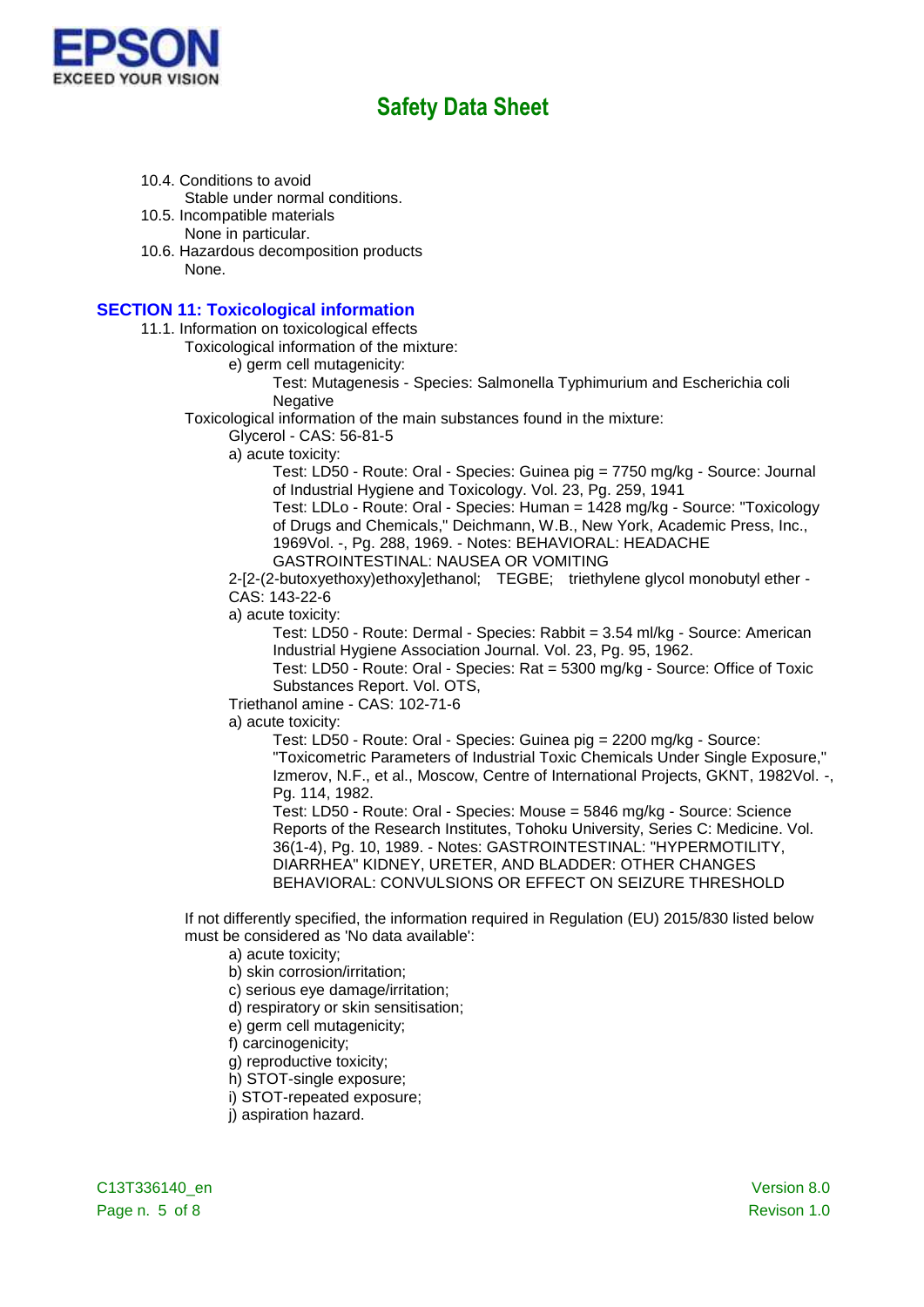10.4. Conditions to avoid

Stable under normal conditions.

10.5. Incompatible materials

None in particular.

10.6. Hazardous decomposition products

None.

## SECTION 11: Toxicological information

11.1. Information on toxicological effects

Toxicological information of the mixture:

e) germ cell mutagenicity:

Test: Mutagenesis - Species: Salmonella Typhimurium and Escherichia coli
Negative

Toxicological information of the main substances found in the mixture:

Glycerol - CAS: 56-81-5

a) acute toxicity:

Test: LD50 - Route: Oral - Species: Guinea pig = 7750 mg/kg - Source: Journal of Industrial Hygiene and Toxicology. Vol. 23, Pg. 259, 1941

Test: LDLo - Route: Oral - Species: Human = 1428 mg/kg - Source: "Toxicology of Drugs and Chemicals," Deichmann, W.B., New York, Academic Press, Inc., 1969Vol. -, Pg. 288, 1969. - Notes: BEHAVIORAL: HEADACHE GASTROINTESTINAL: NAUSEA OR VOMITING

2-[2-(2-butoxyethoxy)ethoxy]ethanol; TEGBE; triethylene glycol monobutyl ether - CAS: 143-22-6

a) acute toxicity:

Test: LD50 - Route: Dermal - Species: Rabbit = 3.54 ml/kg - Source: American Industrial Hygiene Association Journal. Vol. 23, Pg. 95, 1962.

Test: LD50 - Route: Oral - Species: Rat = 5300 mg/kg - Source: Office of Toxic Substances Report. Vol. OTS,

Triethanol amine - CAS: 102-71-6

a) acute toxicity:

Test: LD50 - Route: Oral - Species: Guinea pig = 2200 mg/kg - Source: "Toxicometric Parameters of Industrial Toxic Chemicals Under Single Exposure," Izmerov, N.F., et al., Moscow, Centre of International Projects, GKNT, 1982Vol. -, Pg. 114, 1982.

Test: LD50 - Route: Oral - Species: Mouse = 5846 mg/kg - Source: Science Reports of the Research Institutes, Tohoku University, Series C: Medicine. Vol. 36(1-4), Pg. 10, 1989. - Notes: GASTROINTESTINAL: "HYPERMOTILITY, DIARRHEA" KIDNEY, URETER, AND BLADDER: OTHER CHANGES BEHAVIORAL: CONVULSIONS OR EFFECT ON SEIZURE THRESHOLD

If not differently specified, the information required in Regulation (EU) 2015/830 listed below must be considered as 'No data available':

a) acute toxicity;
b) skin corrosion/irritation;
c) serious eye damage/irritation;
d) respiratory or skin sensitisation;
e) germ cell mutagenicity;
f) carcinogenicity;
g) reproductive toxicity;
h) STOT-single exposure;
i) STOT-repeated exposure;
j) aspiration hazard.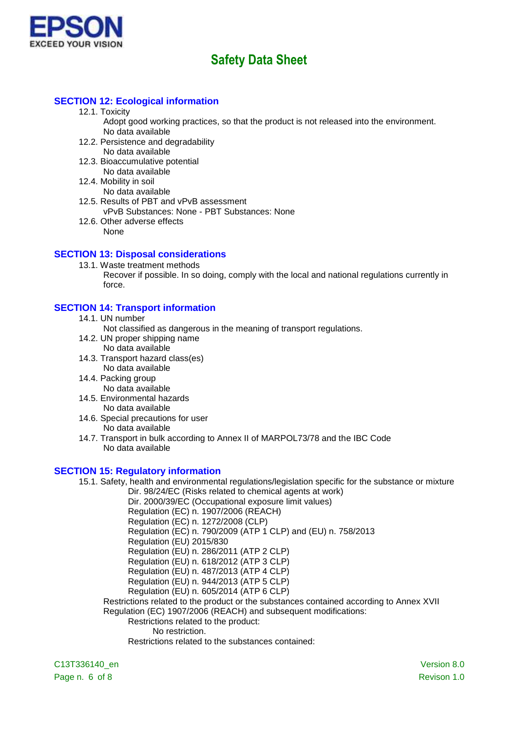## SECTION 12: Ecological information

12.1. Toxicity

Adopt good working practices, so that the product is not released into the environment.
No data available

12.2. Persistence and degradability

No data available

12.3. Bioaccumulative potential

No data available

12.4. Mobility in soil

No data available

12.5. Results of PBT and vPvB assessment

vPvB Substances: None - PBT Substances: None

12.6. Other adverse effects

None

## SECTION 13: Disposal considerations

13.1. Waste treatment methods

Recover if possible. In so doing, comply with the local and national regulations currently in force.

## SECTION 14: Transport information

14.1. UN number

Not classified as dangerous in the meaning of transport regulations.

14.2. UN proper shipping name

No data available

14.3. Transport hazard class(es)

No data available

14.4. Packing group

No data available

14.5. Environmental hazards

No data available

14.6. Special precautions for user

No data available

14.7. Transport in bulk according to Annex II of MARPOL73/78 and the IBC Code

No data available

## SECTION 15: Regulatory information

15.1. Safety, health and environmental regulations/legislation specific for the substance or mixture

Dir. 98/24/EC (Risks related to chemical agents at work)
Dir. 2000/39/EC (Occupational exposure limit values)
Regulation (EC) n. 1907/2006 (REACH)
Regulation (EC) n. 1272/2008 (CLP)
Regulation (EC) n. 790/2009 (ATP 1 CLP) and (EU) n. 758/2013
Regulation (EU) 2015/830
Regulation (EU) n. 286/2011 (ATP 2 CLP)
Regulation (EU) n. 618/2012 (ATP 3 CLP)
Regulation (EU) n. 487/2013 (ATP 4 CLP)
Regulation (EU) n. 944/2013 (ATP 5 CLP)
Regulation (EU) n. 605/2014 (ATP 6 CLP)

Restrictions related to the product or the substances contained according to Annex XVII Regulation (EC) 1907/2006 (REACH) and subsequent modifications:

Restrictions related to the product:

No restriction.

Restrictions related to the substances contained: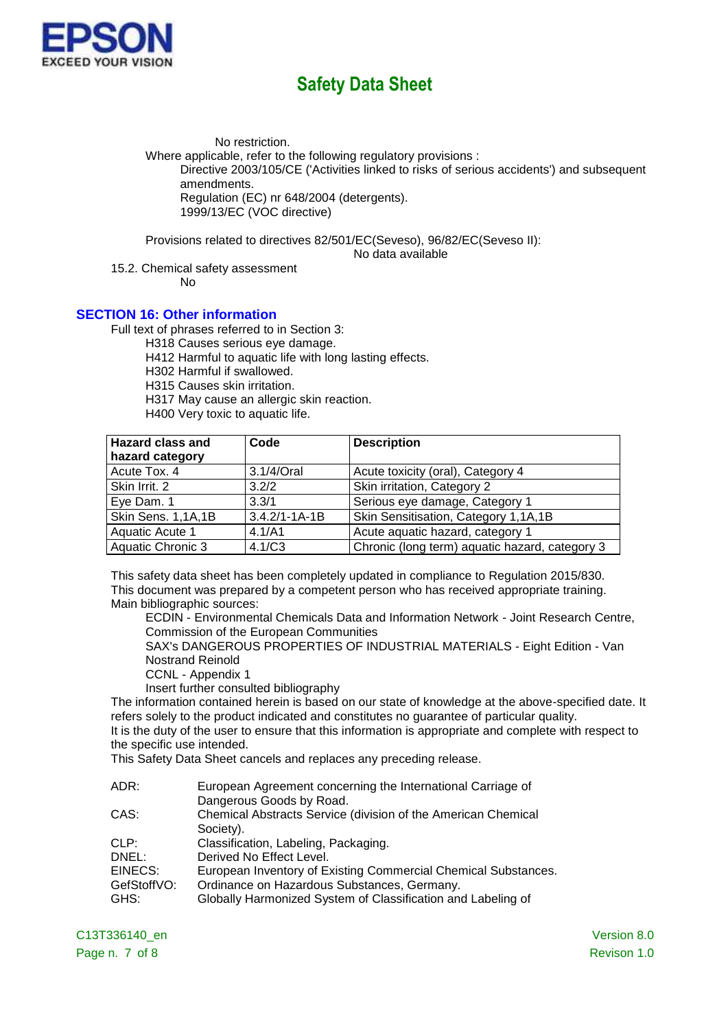No restriction.

Where applicable, refer to the following regulatory provisions :

Directive 2003/105/CE ('Activities linked to risks of serious accidents') and subsequent amendments.

Regulation (EC) nr 648/2004 (detergents).

1999/13/EC (VOC directive)

Provisions related to directives 82/501/EC(Seveso), 96/82/EC(Seveso II):

No data available

15.2. Chemical safety assessment

No

## SECTION 16: Other information

Full text of phrases referred to in Section 3:

H318 Causes serious eye damage.
H412 Harmful to aquatic life with long lasting effects.
H302 Harmful if swallowed.
H315 Causes skin irritation.
H317 May cause an allergic skin reaction.
H400 Very toxic to aquatic life.

| Hazard class and hazard category | Code | Description |
|---|---|---|
| Acute Tox. 4 | 3.1/4/Oral | Acute toxicity (oral), Category 4 |
| Skin Irrit. 2 | 3.2/2 | Skin irritation, Category 2 |
| Eye Dam. 1 | 3.3/1 | Serious eye damage, Category 1 |
| Skin Sens. 1,1A,1B | 3.4.2/1-1A-1B | Skin Sensitisation, Category 1,1A,1B |
| Aquatic Acute 1 | 4.1/A1 | Acute aquatic hazard, category 1 |
| Aquatic Chronic 3 | 4.1/C3 | Chronic (long term) aquatic hazard, category 3 |

This safety data sheet has been completely updated in compliance to Regulation 2015/830.
This document was prepared by a competent person who has received appropriate training.
Main bibliographic sources:

ECDIN - Environmental Chemicals Data and Information Network - Joint Research Centre, Commission of the European Communities
SAX's DANGEROUS PROPERTIES OF INDUSTRIAL MATERIALS - Eight Edition - Van Nostrand Reinold
CCNL - Appendix 1
Insert further consulted bibliography

The information contained herein is based on our state of knowledge at the above-specified date. It refers solely to the product indicated and constitutes no guarantee of particular quality.
It is the duty of the user to ensure that this information is appropriate and complete with respect to the specific use intended.
This Safety Data Sheet cancels and replaces any preceding release.

| | |
|---|---|
| ADR: | European Agreement concerning the International Carriage of Dangerous Goods by Road. |
| CAS: | Chemical Abstracts Service (division of the American Chemical Society). |
| CLP: | Classification, Labeling, Packaging. |
| DNEL: | Derived No Effect Level. |
| EINECS: | European Inventory of Existing Commercial Chemical Substances. |
| GefStoffVO: | Ordinance on Hazardous Substances, Germany. |
| GHS: | Globally Harmonized System of Classification and Labeling of |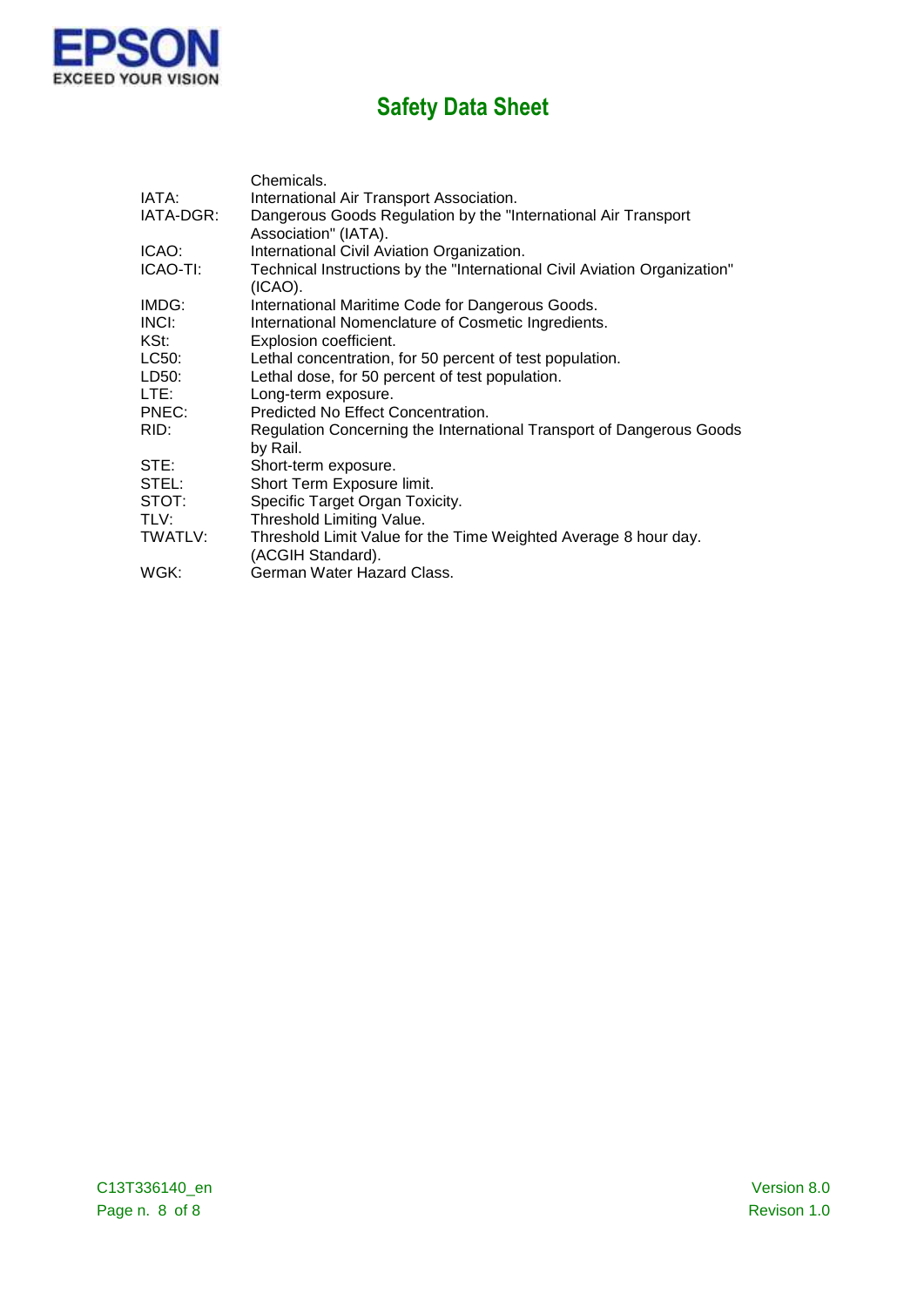Chemicals.

| | |
|---|---|
| IATA: | International Air Transport Association. |
| IATA-DGR: | Dangerous Goods Regulation by the "International Air Transport Association" (IATA). |
| ICAO: | International Civil Aviation Organization. |
| ICAO-TI: | Technical Instructions by the "International Civil Aviation Organization" (ICAO). |
| IMDG: | International Maritime Code for Dangerous Goods. |
| INCI: | International Nomenclature of Cosmetic Ingredients. |
| KSt: | Explosion coefficient. |
| LC50: | Lethal concentration, for 50 percent of test population. |
| LD50: | Lethal dose, for 50 percent of test population. |
| LTE: | Long-term exposure. |
| PNEC: | Predicted No Effect Concentration. |
| RID: | Regulation Concerning the International Transport of Dangerous Goods by Rail. |
| STE: | Short-term exposure. |
| STEL: | Short Term Exposure limit. |
| STOT: | Specific Target Organ Toxicity. |
| TLV: | Threshold Limiting Value. |
| TWATLV: | Threshold Limit Value for the Time Weighted Average 8 hour day. (ACGIH Standard). |
| WGK: | German Water Hazard Class. |